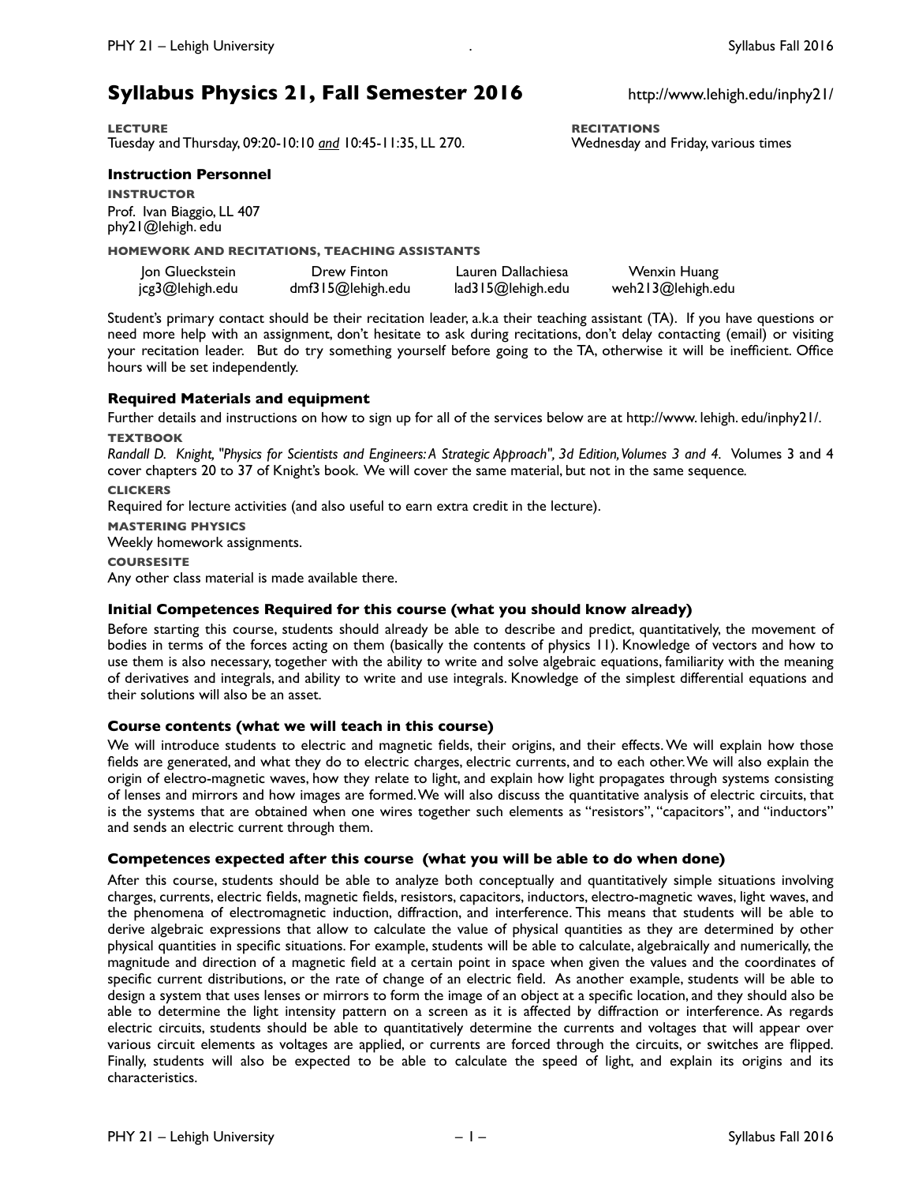# Syllabus Physics 21, Fall Semester 2016

http://www.lehigh.edu/inphy21/

**LECTURE**
Tuesday and Thursday, 09:20-10:10 *and* 10:45-11:35, LL 270.

**RECITATIONS**
Wednesday and Friday, various times

## Instruction Personnel

**INSTRUCTOR**
Prof. Ivan Biaggio, LL 407
phy21@lehigh. edu

**HOMEWORK AND RECITATIONS, TEACHING ASSISTANTS**

| Jon Glueckstein | Drew Finton | Lauren Dallachiesa | Wenxin Huang |
|---|---|---|---|
| jcg3@lehigh.edu | dmf315@lehigh.edu | lad315@lehigh.edu | weh213@lehigh.edu |

Student's primary contact should be their recitation leader, a.k.a their teaching assistant (TA). If you have questions or need more help with an assignment, don't hesitate to ask during recitations, don't delay contacting (email) or visiting your recitation leader. But do try something yourself before going to the TA, otherwise it will be inefficient. Office hours will be set independently.

## Required Materials and equipment

Further details and instructions on how to sign up for all of the services below are at http://www. lehigh. edu/inphy21/.

**TEXTBOOK**
*Randall D. Knight, "Physics for Scientists and Engineers: A Strategic Approach", 3d Edition, Volumes 3 and 4.* Volumes 3 and 4 cover chapters 20 to 37 of Knight's book. We will cover the same material, but not in the same sequence.

**CLICKERS**
Required for lecture activities (and also useful to earn extra credit in the lecture).

**MASTERING PHYSICS**
Weekly homework assignments.

**COURSESITE**
Any other class material is made available there.

## Initial Competences Required for this course (what you should know already)

Before starting this course, students should already be able to describe and predict, quantitatively, the movement of bodies in terms of the forces acting on them (basically the contents of physics 11). Knowledge of vectors and how to use them is also necessary, together with the ability to write and solve algebraic equations, familiarity with the meaning of derivatives and integrals, and ability to write and use integrals. Knowledge of the simplest differential equations and their solutions will also be an asset.

## Course contents (what we will teach in this course)

We will introduce students to electric and magnetic fields, their origins, and their effects. We will explain how those fields are generated, and what they do to electric charges, electric currents, and to each other. We will also explain the origin of electro-magnetic waves, how they relate to light, and explain how light propagates through systems consisting of lenses and mirrors and how images are formed. We will also discuss the quantitative analysis of electric circuits, that is the systems that are obtained when one wires together such elements as "resistors", "capacitors", and "inductors" and sends an electric current through them.

## Competences expected after this course (what you will be able to do when done)

After this course, students should be able to analyze both conceptually and quantitatively simple situations involving charges, currents, electric fields, magnetic fields, resistors, capacitors, inductors, electro-magnetic waves, light waves, and the phenomena of electromagnetic induction, diffraction, and interference. This means that students will be able to derive algebraic expressions that allow to calculate the value of physical quantities as they are determined by other physical quantities in specific situations. For example, students will be able to calculate, algebraically and numerically, the magnitude and direction of a magnetic field at a certain point in space when given the values and the coordinates of specific current distributions, or the rate of change of an electric field. As another example, students will be able to design a system that uses lenses or mirrors to form the image of an object at a specific location, and they should also be able to determine the light intensity pattern on a screen as it is affected by diffraction or interference. As regards electric circuits, students should be able to quantitatively determine the currents and voltages that will appear over various circuit elements as voltages are applied, or currents are forced through the circuits, or switches are flipped. Finally, students will also be expected to be able to calculate the speed of light, and explain its origins and its characteristics.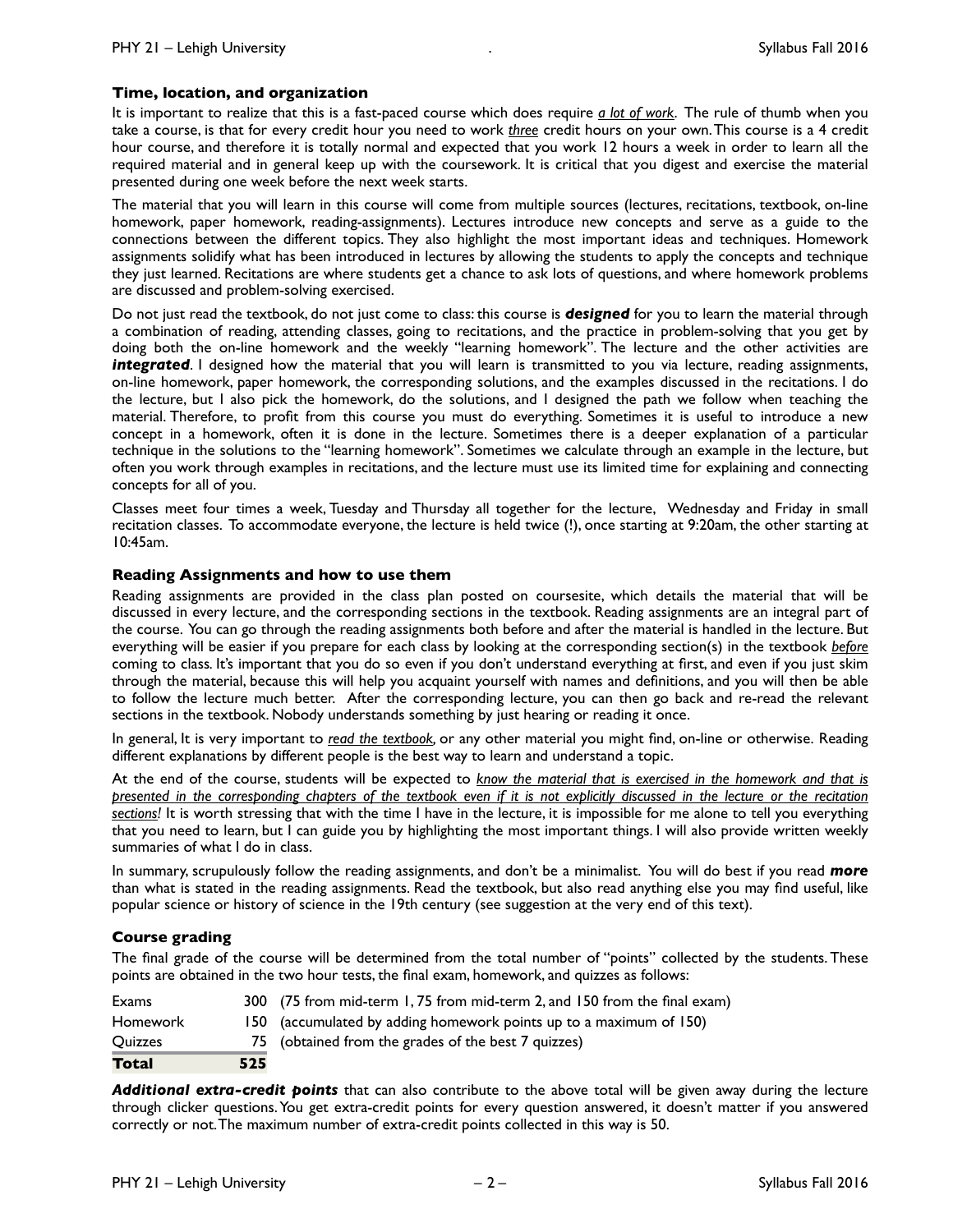### Time, location, and organization

It is important to realize that this is a fast-paced course which does require *a lot of work*. The rule of thumb when you take a course, is that for every credit hour you need to work *three* credit hours on your own. This course is a 4 credit hour course, and therefore it is totally normal and expected that you work 12 hours a week in order to learn all the required material and in general keep up with the coursework. It is critical that you digest and exercise the material presented during one week before the next week starts.

The material that you will learn in this course will come from multiple sources (lectures, recitations, textbook, on-line homework, paper homework, reading-assignments). Lectures introduce new concepts and serve as a guide to the connections between the different topics. They also highlight the most important ideas and techniques. Homework assignments solidify what has been introduced in lectures by allowing the students to apply the concepts and technique they just learned. Recitations are where students get a chance to ask lots of questions, and where homework problems are discussed and problem-solving exercised.

Do not just read the textbook, do not just come to class: this course is ***designed*** for you to learn the material through a combination of reading, attending classes, going to recitations, and the practice in problem-solving that you get by doing both the on-line homework and the weekly "learning homework". The lecture and the other activities are ***integrated***. I designed how the material that you will learn is transmitted to you via lecture, reading assignments, on-line homework, paper homework, the corresponding solutions, and the examples discussed in the recitations. I do the lecture, but I also pick the homework, do the solutions, and I designed the path we follow when teaching the material. Therefore, to profit from this course you must do everything. Sometimes it is useful to introduce a new concept in a homework, often it is done in the lecture. Sometimes there is a deeper explanation of a particular technique in the solutions to the "learning homework". Sometimes we calculate through an example in the lecture, but often you work through examples in recitations, and the lecture must use its limited time for explaining and connecting concepts for all of you.

Classes meet four times a week, Tuesday and Thursday all together for the lecture, Wednesday and Friday in small recitation classes. To accommodate everyone, the lecture is held twice (!), once starting at 9:20am, the other starting at 10:45am.

### Reading Assignments and how to use them

Reading assignments are provided in the class plan posted on coursesite, which details the material that will be discussed in every lecture, and the corresponding sections in the textbook. Reading assignments are an integral part of the course. You can go through the reading assignments both before and after the material is handled in the lecture. But everything will be easier if you prepare for each class by looking at the corresponding section(s) in the textbook *before* coming to class. It's important that you do so even if you don't understand everything at first, and even if you just skim through the material, because this will help you acquaint yourself with names and definitions, and you will then be able to follow the lecture much better. After the corresponding lecture, you can then go back and re-read the relevant sections in the textbook. Nobody understands something by just hearing or reading it once.

In general, It is very important to *read the textbook*, or any other material you might find, on-line or otherwise. Reading different explanations by different people is the best way to learn and understand a topic.

At the end of the course, students will be expected to *know the material that is exercised in the homework and that is presented in the corresponding chapters of the textbook even if it is not explicitly discussed in the lecture or the recitation sections!* It is worth stressing that with the time I have in the lecture, it is impossible for me alone to tell you everything that you need to learn, but I can guide you by highlighting the most important things. I will also provide written weekly summaries of what I do in class.

In summary, scrupulously follow the reading assignments, and don't be a minimalist. You will do best if you read ***more*** than what is stated in the reading assignments. Read the textbook, but also read anything else you may find useful, like popular science or history of science in the 19th century (see suggestion at the very end of this text).

### Course grading

The final grade of the course will be determined from the total number of "points" collected by the students. These points are obtained in the two hour tests, the final exam, homework, and quizzes as follows:

| | | |
|---|---|---|
| Exams | 300 | (75 from mid-term 1, 75 from mid-term 2, and 150 from the final exam) |
| Homework | 150 | (accumulated by adding homework points up to a maximum of 150) |
| Quizzes | 75 | (obtained from the grades of the best 7 quizzes) |
| **Total** | **525** | |

***Additional extra-credit points*** that can also contribute to the above total will be given away during the lecture through clicker questions. You get extra-credit points for every question answered, it doesn't matter if you answered correctly or not. The maximum number of extra-credit points collected in this way is 50.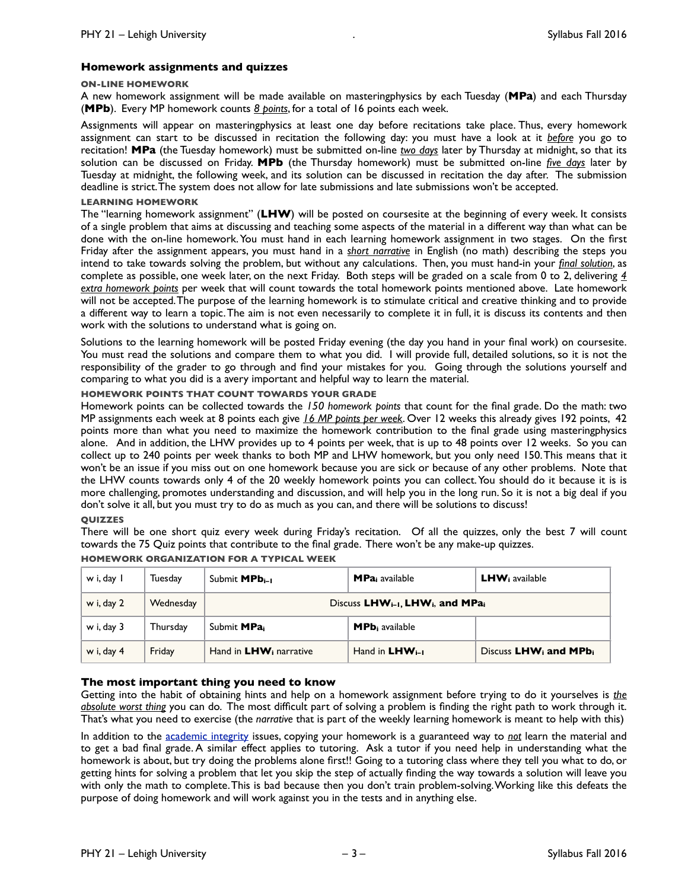### Homework assignments and quizzes

#### ON-LINE HOMEWORK

A new homework assignment will be made available on masteringphysics by each Tuesday (**MPa**) and each Thursday (**MPb**). Every MP homework counts *8 points*, for a total of 16 points each week.

Assignments will appear on masteringphysics at least one day before recitations take place. Thus, every homework assignment can start to be discussed in recitation the following day: you must have a look at it *before* you go to recitation! **MPa** (the Tuesday homework) must be submitted on-line *two days* later by Thursday at midnight, so that its solution can be discussed on Friday. **MPb** (the Thursday homework) must be submitted on-line *five days* later by Tuesday at midnight, the following week, and its solution can be discussed in recitation the day after. The submission deadline is strict. The system does not allow for late submissions and late submissions won't be accepted.

#### LEARNING HOMEWORK

The "learning homework assignment" (**LHW**) will be posted on coursesite at the beginning of every week. It consists of a single problem that aims at discussing and teaching some aspects of the material in a different way than what can be done with the on-line homework. You must hand in each learning homework assignment in two stages. On the first Friday after the assignment appears, you must hand in a *short narrative* in English (no math) describing the steps you intend to take towards solving the problem, but without any calculations. Then, you must hand-in your *final solution*, as complete as possible, one week later, on the next Friday. Both steps will be graded on a scale from 0 to 2, delivering *4 extra homework points* per week that will count towards the total homework points mentioned above. Late homework will not be accepted. The purpose of the learning homework is to stimulate critical and creative thinking and to provide a different way to learn a topic. The aim is not even necessarily to complete it in full, it is discuss its contents and then work with the solutions to understand what is going on.

Solutions to the learning homework will be posted Friday evening (the day you hand in your final work) on coursesite. You must read the solutions and compare them to what you did. I will provide full, detailed solutions, so it is not the responsibility of the grader to go through and find your mistakes for you. Going through the solutions yourself and comparing to what you did is a avery important and helpful way to learn the material.

#### HOMEWORK POINTS THAT COUNT TOWARDS YOUR GRADE

Homework points can be collected towards the *150 homework points* that count for the final grade. Do the math: two MP assignments each week at 8 points each give *16 MP points per week*. Over 12 weeks this already gives 192 points, 42 points more than what you need to maximize the homework contribution to the final grade using masteringphysics alone. And in addition, the LHW provides up to 4 points per week, that is up to 48 points over 12 weeks. So you can collect up to 240 points per week thanks to both MP and LHW homework, but you only need 150. This means that it won't be an issue if you miss out on one homework because you are sick or because of any other problems. Note that the LHW counts towards only 4 of the 20 weekly homework points you can collect. You should do it because it is is more challenging, promotes understanding and discussion, and will help you in the long run. So it is not a big deal if you don't solve it all, but you must try to do as much as you can, and there will be solutions to discuss!

#### QUIZZES

There will be one short quiz every week during Friday's recitation. Of all the quizzes, only the best 7 will count towards the 75 Quiz points that contribute to the final grade. There won't be any make-up quizzes.

#### HOMEWORK ORGANIZATION FOR A TYPICAL WEEK

| | | | | |
|---|---|---|---|---|
| w i, day 1 | Tuesday | Submit **MP**$b_{i-1}$ | **MP**$a_i$ available | **LHW**$_i$ available |
| w i, day 2 | Wednesday | Discuss **LHW**$_{i-1}$, **LHW**$_i$, and **MP**$a_i$ | | |
| w i, day 3 | Thursday | Submit **MP**$a_i$ | **MP**$b_i$ available | |
| w i, day 4 | Friday | Hand in **LHW**$_i$ narrative | Hand in **LHW**$_{i-1}$ | Discuss **LHW**$_i$ **and MP**$b_i$ |

### The most important thing you need to know

Getting into the habit of obtaining hints and help on a homework assignment before trying to do it yourselves is *the absolute worst thing* you can do. The most difficult part of solving a problem is finding the right path to work through it. That's what you need to exercise (the *narrative* that is part of the weekly learning homework is meant to help with this)

In addition to the academic integrity issues, copying your homework is a guaranteed way to *not* learn the material and to get a bad final grade. A similar effect applies to tutoring. Ask a tutor if you need help in understanding what the homework is about, but try doing the problems alone first!! Going to a tutoring class where they tell you what to do, or getting hints for solving a problem that let you skip the step of actually finding the way towards a solution will leave you with only the math to complete. This is bad because then you don't train problem-solving. Working like this defeats the purpose of doing homework and will work against you in the tests and in anything else.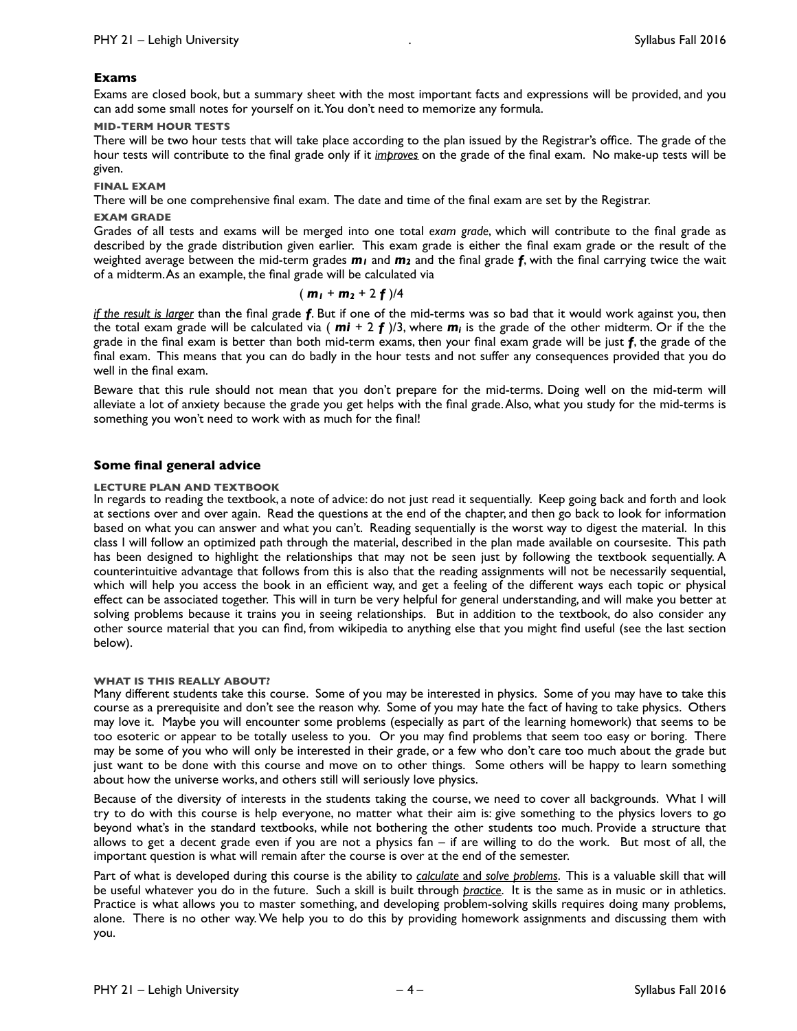## Exams

Exams are closed book, but a summary sheet with the most important facts and expressions will be provided, and you can add some small notes for yourself on it. You don't need to memorize any formula.

#### MID-TERM HOUR TESTS

There will be two hour tests that will take place according to the plan issued by the Registrar's office. The grade of the hour tests will contribute to the final grade only if it ***improves*** on the grade of the final exam. No make-up tests will be given.

#### FINAL EXAM

There will be one comprehensive final exam. The date and time of the final exam are set by the Registrar.

#### EXAM GRADE

Grades of all tests and exams will be merged into one total *exam grade*, which will contribute to the final grade as described by the grade distribution given earlier. This exam grade is either the final exam grade or the result of the weighted average between the mid-term grades $m_1$ and $m_2$ and the final grade $f$, with the final carrying twice the wait of a midterm. As an example, the final grade will be calculated via

$$(m_1 + m_2 + 2f)/4$$

*if the result is larger* than the final grade $f$. But if one of the mid-terms was so bad that it would work against you, then the total exam grade will be calculated via $(m_i + 2f)/3$, where $m_i$ is the grade of the other midterm. Or if the the grade in the final exam is better than both mid-term exams, then your final exam grade will be just $f$, the grade of the final exam. This means that you can do badly in the hour tests and not suffer any consequences provided that you do well in the final exam.

Beware that this rule should not mean that you don't prepare for the mid-terms. Doing well on the mid-term will alleviate a lot of anxiety because the grade you get helps with the final grade. Also, what you study for the mid-terms is something you won't need to work with as much for the final!

## Some final general advice

#### LECTURE PLAN AND TEXTBOOK

In regards to reading the textbook, a note of advice: do not just read it sequentially. Keep going back and forth and look at sections over and over again. Read the questions at the end of the chapter, and then go back to look for information based on what you can answer and what you can't. Reading sequentially is the worst way to digest the material. In this class I will follow an optimized path through the material, described in the plan made available on coursesite. This path has been designed to highlight the relationships that may not be seen just by following the textbook sequentially. A counterintuitive advantage that follows from this is also that the reading assignments will not be necessarily sequential, which will help you access the book in an efficient way, and get a feeling of the different ways each topic or physical effect can be associated together. This will in turn be very helpful for general understanding, and will make you better at solving problems because it trains you in seeing relationships. But in addition to the textbook, do also consider any other source material that you can find, from wikipedia to anything else that you might find useful (see the last section below).

#### WHAT IS THIS REALLY ABOUT?

Many different students take this course. Some of you may be interested in physics. Some of you may have to take this course as a prerequisite and don't see the reason why. Some of you may hate the fact of having to take physics. Others may love it. Maybe you will encounter some problems (especially as part of the learning homework) that seems to be too esoteric or appear to be totally useless to you. Or you may find problems that seem too easy or boring. There may be some of you who will only be interested in their grade, or a few who don't care too much about the grade but just want to be done with this course and move on to other things. Some others will be happy to learn something about how the universe works, and others still will seriously love physics.

Because of the diversity of interests in the students taking the course, we need to cover all backgrounds. What I will try to do with this course is help everyone, no matter what their aim is: give something to the physics lovers to go beyond what's in the standard textbooks, while not bothering the other students too much. Provide a structure that allows to get a decent grade even if you are not a physics fan – if are willing to do the work. But most of all, the important question is what will remain after the course is over at the end of the semester.

Part of what is developed during this course is the ability to *calculate and solve problems*. This is a valuable skill that will be useful whatever you do in the future. Such a skill is built through *practice*. It is the same as in music or in athletics. Practice is what allows you to master something, and developing problem-solving skills requires doing many problems, alone. There is no other way. We help you to do this by providing homework assignments and discussing them with you.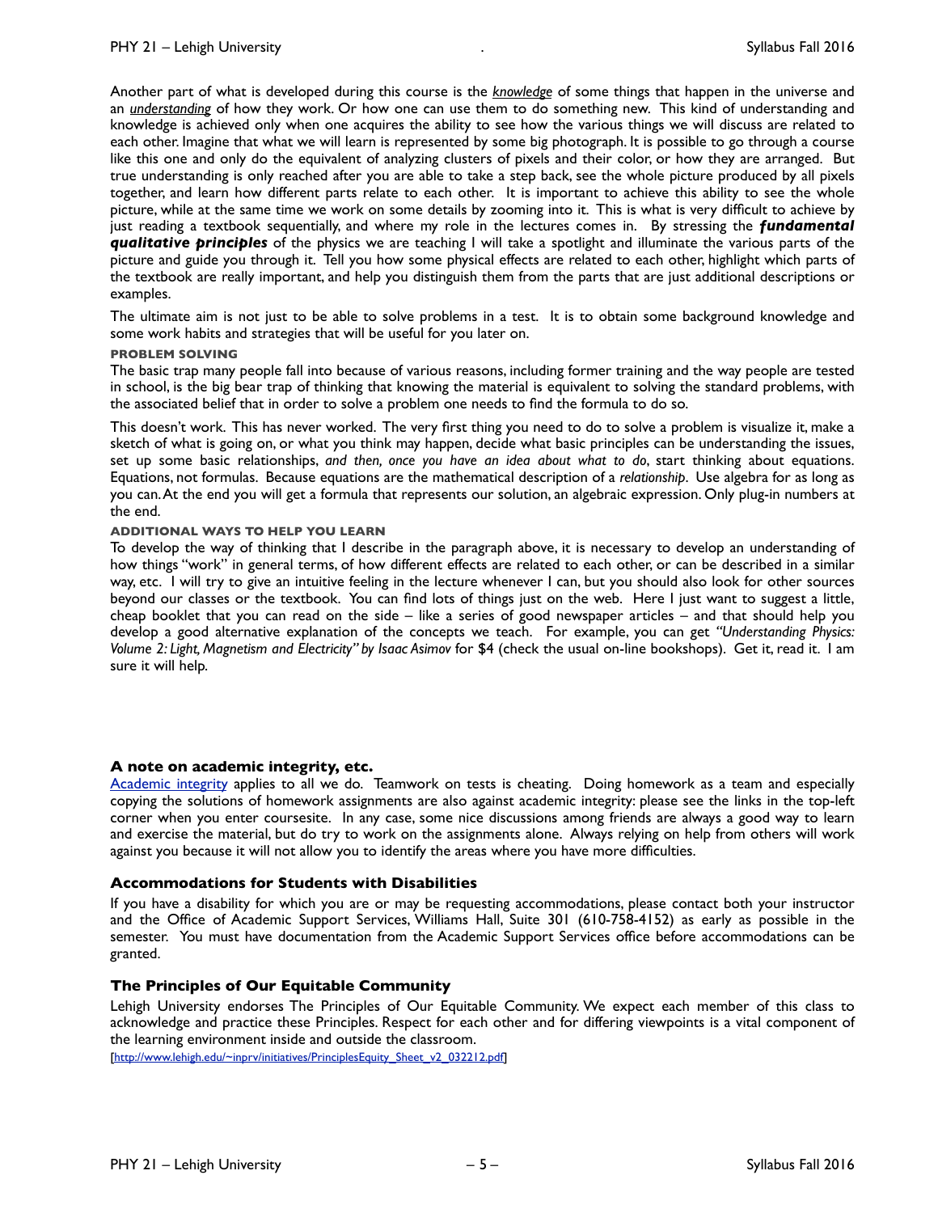Another part of what is developed during this course is the *knowledge* of some things that happen in the universe and an *understanding* of how they work. Or how one can use them to do something new. This kind of understanding and knowledge is achieved only when one acquires the ability to see how the various things we will discuss are related to each other. Imagine that what we will learn is represented by some big photograph. It is possible to go through a course like this one and only do the equivalent of analyzing clusters of pixels and their color, or how they are arranged. But true understanding is only reached after you are able to take a step back, see the whole picture produced by all pixels together, and learn how different parts relate to each other. It is important to achieve this ability to see the whole picture, while at the same time we work on some details by zooming into it. This is what is very difficult to achieve by just reading a textbook sequentially, and where my role in the lectures comes in. By stressing the ***fundamental qualitative principles*** of the physics we are teaching I will take a spotlight and illuminate the various parts of the picture and guide you through it. Tell you how some physical effects are related to each other, highlight which parts of the textbook are really important, and help you distinguish them from the parts that are just additional descriptions or examples.

The ultimate aim is not just to be able to solve problems in a test. It is to obtain some background knowledge and some work habits and strategies that will be useful for you later on.

#### PROBLEM SOLVING

The basic trap many people fall into because of various reasons, including former training and the way people are tested in school, is the big bear trap of thinking that knowing the material is equivalent to solving the standard problems, with the associated belief that in order to solve a problem one needs to find the formula to do so.

This doesn't work. This has never worked. The very first thing you need to do to solve a problem is visualize it, make a sketch of what is going on, or what you think may happen, decide what basic principles can be understanding the issues, set up some basic relationships, *and then, once you have an idea about what to do*, start thinking about equations. Equations, not formulas. Because equations are the mathematical description of a *relationship*. Use algebra for as long as you can. At the end you will get a formula that represents our solution, an algebraic expression. Only plug-in numbers at the end.

#### ADDITIONAL WAYS TO HELP YOU LEARN

To develop the way of thinking that I describe in the paragraph above, it is necessary to develop an understanding of how things "work" in general terms, of how different effects are related to each other, or can be described in a similar way, etc. I will try to give an intuitive feeling in the lecture whenever I can, but you should also look for other sources beyond our classes or the textbook. You can find lots of things just on the web. Here I just want to suggest a little, cheap booklet that you can read on the side – like a series of good newspaper articles – and that should help you develop a good alternative explanation of the concepts we teach. For example, you can get *"Understanding Physics: Volume 2: Light, Magnetism and Electricity" by Isaac Asimov* for $4 (check the usual on-line bookshops). Get it, read it. I am sure it will help.

### A note on academic integrity, etc.

Academic integrity applies to all we do. Teamwork on tests is cheating. Doing homework as a team and especially copying the solutions of homework assignments are also against academic integrity: please see the links in the top-left corner when you enter coursesite. In any case, some nice discussions among friends are always a good way to learn and exercise the material, but do try to work on the assignments alone. Always relying on help from others will work against you because it will not allow you to identify the areas where you have more difficulties.

### Accommodations for Students with Disabilities

If you have a disability for which you are or may be requesting accommodations, please contact both your instructor and the Office of Academic Support Services, Williams Hall, Suite 301 (610-758-4152) as early as possible in the semester. You must have documentation from the Academic Support Services office before accommodations can be granted.

### The Principles of Our Equitable Community

Lehigh University endorses The Principles of Our Equitable Community. We expect each member of this class to acknowledge and practice these Principles. Respect for each other and for differing viewpoints is a vital component of the learning environment inside and outside the classroom.
[http://www.lehigh.edu/~inprv/initiatives/PrinciplesEquity_Sheet_v2_032212.pdf]